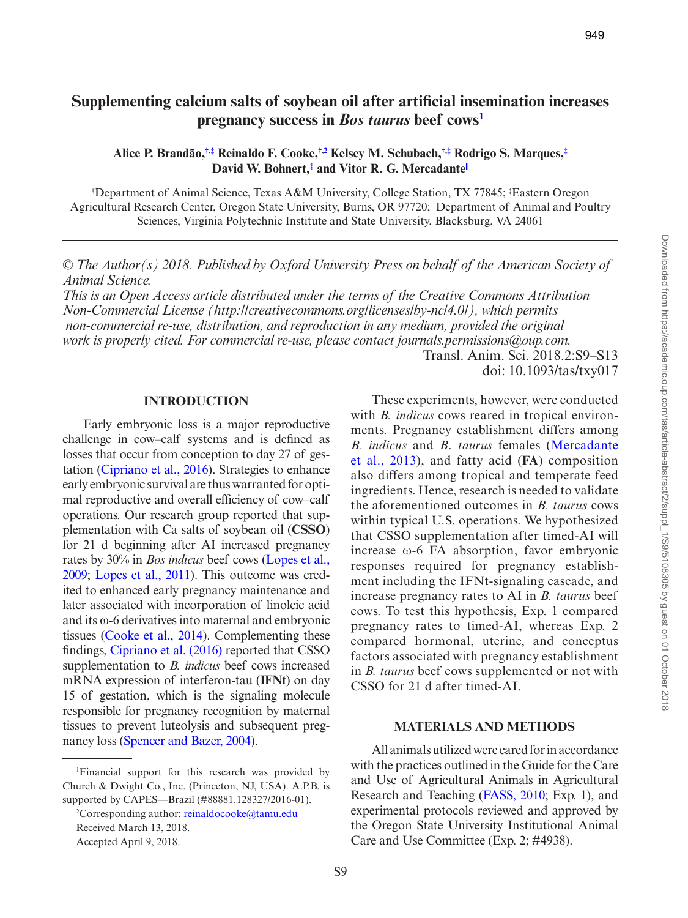# Supplementing calcium salts of soybean oil after artificial insemination increases pregnancy success in *Bos taurus* beef cows[1]

**Alice P. Brandão,[†,‡] Reinaldo F. Cooke,[†,2] Kelsey M. Schubach,[†,‡] Rodrigo S. Marques,[‡] David W. Bohnert,[‡] and Vitor R. G. Mercadante[‖]**

[†]Department of Animal Science, Texas A&M University, College Station, TX 77845; [‡]Eastern Oregon Agricultural Research Center, Oregon State University, Burns, OR 97720; [‖]Department of Animal and Poultry Sciences, Virginia Polytechnic Institute and State University, Blacksburg, VA 24061

*© The Author(s) 2018. Published by Oxford University Press on behalf of the American Society of Animal Science.*
*This is an Open Access article distributed under the terms of the Creative Commons Attribution Non-Commercial License (http://creativecommons.org/licenses/by-nc/4.0/), which permits non-commercial re-use, distribution, and reproduction in any medium, provided the original work is properly cited. For commercial re-use, please contact journals.permissions@oup.com.*

Transl. Anim. Sci. 2018.2:S9–S13
doi: 10.1093/tas/txy017

## INTRODUCTION

Early embryonic loss is a major reproductive challenge in cow–calf systems and is defined as losses that occur from conception to day 27 of gestation (Cipriano et al., 2016). Strategies to enhance early embryonic survival are thus warranted for optimal reproductive and overall efficiency of cow–calf operations. Our research group reported that supplementation with Ca salts of soybean oil (**CSSO**) for 21 d beginning after AI increased pregnancy rates by 30% in *Bos indicus* beef cows (Lopes et al., 2009; Lopes et al., 2011). This outcome was credited to enhanced early pregnancy maintenance and later associated with incorporation of linoleic acid and its ω-6 derivatives into maternal and embryonic tissues (Cooke et al., 2014). Complementing these findings, Cipriano et al. (2016) reported that CSSO supplementation to *B. indicus* beef cows increased mRNA expression of interferon-tau (**IFNt**) on day 15 of gestation, which is the signaling molecule responsible for pregnancy recognition by maternal tissues to prevent luteolysis and subsequent pregnancy loss (Spencer and Bazer, 2004).

These experiments, however, were conducted with *B. indicus* cows reared in tropical environments. Pregnancy establishment differs among *B. indicus* and *B. taurus* females (Mercadante et al., 2013), and fatty acid (**FA**) composition also differs among tropical and temperate feed ingredients. Hence, research is needed to validate the aforementioned outcomes in *B. taurus* cows within typical U.S. operations. We hypothesized that CSSO supplementation after timed-AI will increase ω-6 FA absorption, favor embryonic responses required for pregnancy establishment including the IFNt-signaling cascade, and increase pregnancy rates to AI in *B. taurus* beef cows. To test this hypothesis, Exp. 1 compared pregnancy rates to timed-AI, whereas Exp. 2 compared hormonal, uterine, and conceptus factors associated with pregnancy establishment in *B. taurus* beef cows supplemented or not with CSSO for 21 d after timed-AI.

## MATERIALS AND METHODS

All animals utilized were cared for in accordance with the practices outlined in the Guide for the Care and Use of Agricultural Animals in Agricultural Research and Teaching (FASS, 2010; Exp. 1), and experimental protocols reviewed and approved by the Oregon State University Institutional Animal Care and Use Committee (Exp. 2; #4938).

---

[1]Financial support for this research was provided by Church & Dwight Co., Inc. (Princeton, NJ, USA). A.P.B. is supported by CAPES—Brazil (#88881.128327/2016-01).

[2]Corresponding author: reinaldocooke@tamu.edu

Received March 13, 2018.

Accepted April 9, 2018.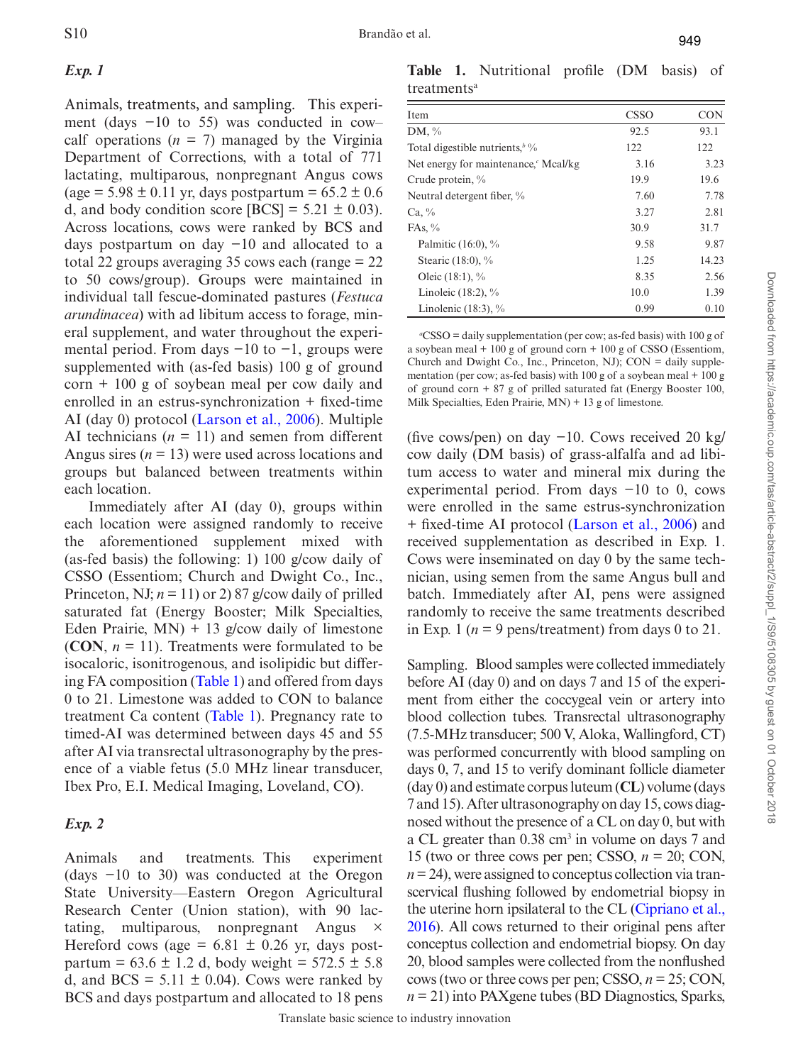### *Exp. 1*

Animals, treatments, and sampling. This experiment (days −10 to 55) was conducted in cow–calf operations ($n$ = 7) managed by the Virginia Department of Corrections, with a total of 771 lactating, multiparous, nonpregnant Angus cows (age = 5.98 ± 0.11 yr, days postpartum = 65.2 ± 0.6 d, and body condition score [BCS] = 5.21 ± 0.03). Across locations, cows were ranked by BCS and days postpartum on day −10 and allocated to a total 22 groups averaging 35 cows each (range = 22 to 50 cows/group). Groups were maintained in individual tall fescue-dominated pastures (*Festuca arundinacea*) with ad libitum access to forage, mineral supplement, and water throughout the experimental period. From days −10 to −1, groups were supplemented with (as-fed basis) 100 g of ground corn + 100 g of soybean meal per cow daily and enrolled in an estrus-synchronization + fixed-time AI (day 0) protocol (Larson et al., 2006). Multiple AI technicians ($n$ = 11) and semen from different Angus sires ($n$ = 13) were used across locations and groups but balanced between treatments within each location.

Immediately after AI (day 0), groups within each location were assigned randomly to receive the aforementioned supplement mixed with (as-fed basis) the following: 1) 100 g/cow daily of CSSO (Essentiom; Church and Dwight Co., Inc., Princeton, NJ; $n$ = 11) or 2) 87 g/cow daily of prilled saturated fat (Energy Booster; Milk Specialties, Eden Prairie, MN) + 13 g/cow daily of limestone (**CON**, $n$ = 11). Treatments were formulated to be isocaloric, isonitrogenous, and isolipidic but differing FA composition (Table 1) and offered from days 0 to 21. Limestone was added to CON to balance treatment Ca content (Table 1). Pregnancy rate to timed-AI was determined between days 45 and 55 after AI via transrectal ultrasonography by the presence of a viable fetus (5.0 MHz linear transducer, Ibex Pro, E.I. Medical Imaging, Loveland, CO).

### *Exp. 2*

Animals and treatments. This experiment (days −10 to 30) was conducted at the Oregon State University—Eastern Oregon Agricultural Research Center (Union station), with 90 lactating, multiparous, nonpregnant Angus × Hereford cows (age = 6.81 ± 0.26 yr, days postpartum = 63.6 ± 1.2 d, body weight = 572.5 ± 5.8 d, and BCS = 5.11 ± 0.04). Cows were ranked by BCS and days postpartum and allocated to 18 pens (five cows/pen) on day −10. Cows received 20 kg/cow daily (DM basis) of grass-alfalfa and ad libitum access to water and mineral mix during the experimental period. From days −10 to 0, cows were enrolled in the same estrus-synchronization + fixed-time AI protocol (Larson et al., 2006) and received supplementation as described in Exp. 1. Cows were inseminated on day 0 by the same technician, using semen from the same Angus bull and batch. Immediately after AI, pens were assigned randomly to receive the same treatments described in Exp. 1 ($n$ = 9 pens/treatment) from days 0 to 21.

**Table 1.** Nutritional profile (DM basis) of treatments[a]

| Item | CSSO | CON |
|---|---|---|
| DM, % | 92.5 | 93.1 |
| Total digestible nutrients,[b] % | 122 | 122 |
| Net energy for maintenance,[c] Mcal/kg | 3.16 | 3.23 |
| Crude protein, % | 19.9 | 19.6 |
| Neutral detergent fiber, % | 7.60 | 7.78 |
| Ca, % | 3.27 | 2.81 |
| FAs, % | 30.9 | 31.7 |
| Palmitic (16:0), % | 9.58 | 9.87 |
| Stearic (18:0), % | 1.25 | 14.23 |
| Oleic (18:1), % | 8.35 | 2.56 |
| Linoleic (18:2), % | 10.0 | 1.39 |
| Linolenic (18:3), % | 0.99 | 0.10 |

[a]CSSO = daily supplementation (per cow; as-fed basis) with 100 g of a soybean meal + 100 g of ground corn + 100 g of CSSO (Essentiom, Church and Dwight Co., Inc., Princeton, NJ); CON = daily supplementation (per cow; as-fed basis) with 100 g of a soybean meal + 100 g of ground corn + 87 g of prilled saturated fat (Energy Booster 100, Milk Specialties, Eden Prairie, MN) + 13 g of limestone.

Sampling. Blood samples were collected immediately before AI (day 0) and on days 7 and 15 of the experiment from either the coccygeal vein or artery into blood collection tubes. Transrectal ultrasonography (7.5-MHz transducer; 500 V, Aloka, Wallingford, CT) was performed concurrently with blood sampling on days 0, 7, and 15 to verify dominant follicle diameter (day 0) and estimate corpus luteum (**CL**) volume (days 7 and 15). After ultrasonography on day 15, cows diagnosed without the presence of a CL on day 0, but with a CL greater than 0.38 $cm^3$ in volume on days 7 and 15 (two or three cows per pen; CSSO, $n$ = 20; CON, $n$ = 24), were assigned to conceptus collection via transcervical flushing followed by endometrial biopsy in the uterine horn ipsilateral to the CL (Cipriano et al., 2016). All cows returned to their original pens after conceptus collection and endometrial biopsy. On day 20, blood samples were collected from the nonflushed cows (two or three cows per pen; CSSO, $n$ = 25; CON, $n$ = 21) into PAXgene tubes (BD Diagnostics, Sparks,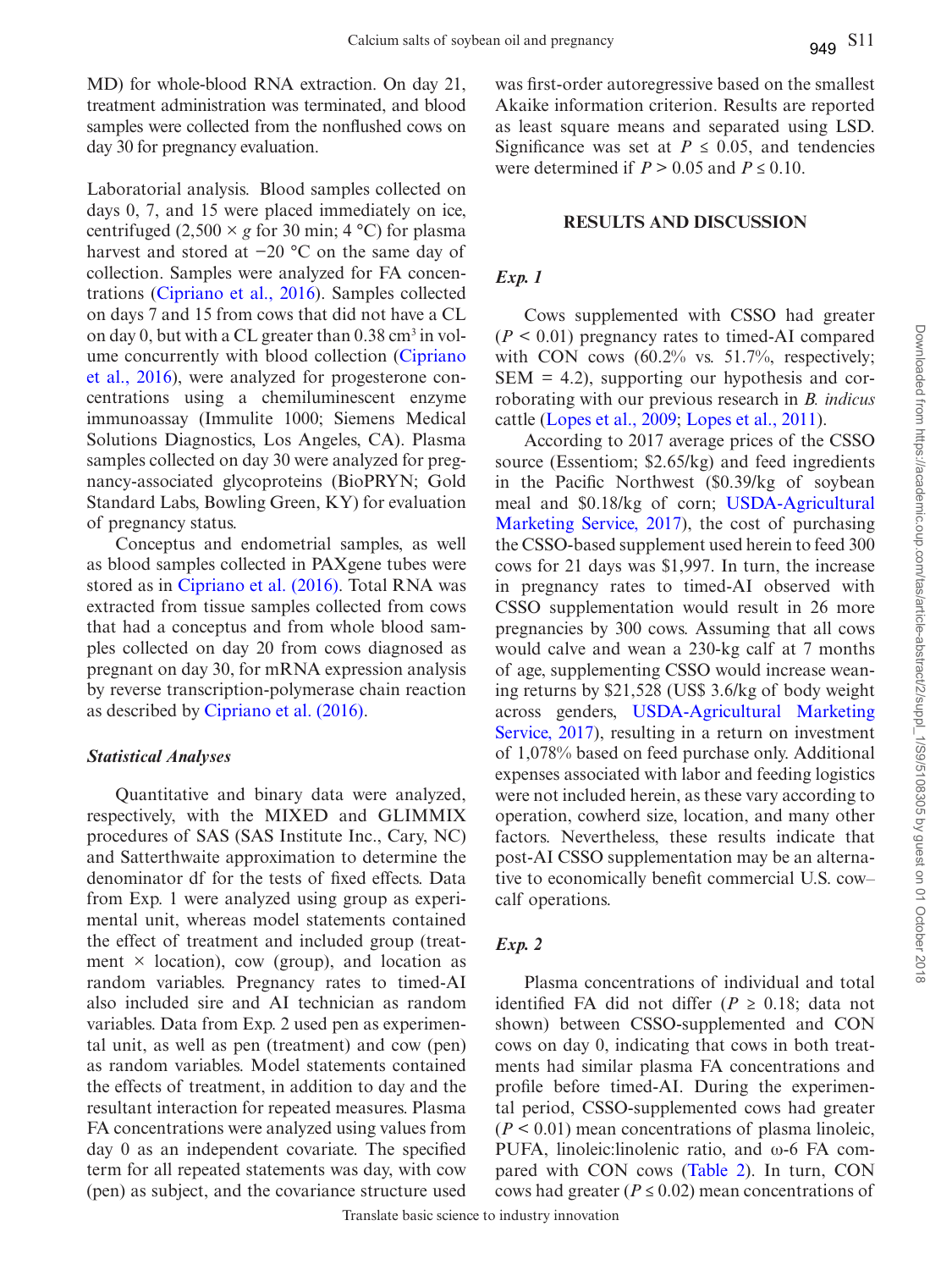MD) for whole-blood RNA extraction. On day 21, treatment administration was terminated, and blood samples were collected from the nonflushed cows on day 30 for pregnancy evaluation.

*Laboratorial analysis.* Blood samples collected on days 0, 7, and 15 were placed immediately on ice, centrifuged (2,500 × *g* for 30 min; 4 °C) for plasma harvest and stored at −20 °C on the same day of collection. Samples were analyzed for FA concentrations (Cipriano et al., 2016). Samples collected on days 7 and 15 from cows that did not have a CL on day 0, but with a CL greater than 0.38 $cm^3$ in volume concurrently with blood collection (Cipriano et al., 2016), were analyzed for progesterone concentrations using a chemiluminescent enzyme immunoassay (Immulite 1000; Siemens Medical Solutions Diagnostics, Los Angeles, CA). Plasma samples collected on day 30 were analyzed for pregnancy-associated glycoproteins (BioPRYN; Gold Standard Labs, Bowling Green, KY) for evaluation of pregnancy status.

Conceptus and endometrial samples, as well as blood samples collected in PAXgene tubes were stored as in Cipriano et al. (2016). Total RNA was extracted from tissue samples collected from cows that had a conceptus and from whole blood samples collected on day 20 from cows diagnosed as pregnant on day 30, for mRNA expression analysis by reverse transcription-polymerase chain reaction as described by Cipriano et al. (2016).

### *Statistical Analyses*

Quantitative and binary data were analyzed, respectively, with the MIXED and GLIMMIX procedures of SAS (SAS Institute Inc., Cary, NC) and Satterthwaite approximation to determine the denominator df for the tests of fixed effects. Data from Exp. 1 were analyzed using group as experimental unit, whereas model statements contained the effect of treatment and included group (treatment × location), cow (group), and location as random variables. Pregnancy rates to timed-AI also included sire and AI technician as random variables. Data from Exp. 2 used pen as experimental unit, as well as pen (treatment) and cow (pen) as random variables. Model statements contained the effects of treatment, in addition to day and the resultant interaction for repeated measures. Plasma FA concentrations were analyzed using values from day 0 as an independent covariate. The specified term for all repeated statements was day, with cow (pen) as subject, and the covariance structure used was first-order autoregressive based on the smallest Akaike information criterion. Results are reported as least square means and separated using LSD. Significance was set at $P \leq 0.05$, and tendencies were determined if $P > 0.05$ and $P \leq 0.10$.

## RESULTS AND DISCUSSION

### *Exp. 1*

Cows supplemented with CSSO had greater ($P < 0.01$) pregnancy rates to timed-AI compared with CON cows (60.2% vs. 51.7%, respectively; SEM = 4.2), supporting our hypothesis and corroborating with our previous research in *B. indicus* cattle (Lopes et al., 2009; Lopes et al., 2011).

According to 2017 average prices of the CSSO source (Essentiom; \$2.65/kg) and feed ingredients in the Pacific Northwest (\$0.39/kg of soybean meal and \$0.18/kg of corn; USDA-Agricultural Marketing Service, 2017), the cost of purchasing the CSSO-based supplement used herein to feed 300 cows for 21 days was \$1,997. In turn, the increase in pregnancy rates to timed-AI observed with CSSO supplementation would result in 26 more pregnancies by 300 cows. Assuming that all cows would calve and wean a 230-kg calf at 7 months of age, supplementing CSSO would increase weaning returns by \$21,528 (US\$ 3.6/kg of body weight across genders, USDA-Agricultural Marketing Service, 2017), resulting in a return on investment of 1,078% based on feed purchase only. Additional expenses associated with labor and feeding logistics were not included herein, as these vary according to operation, cowherd size, location, and many other factors. Nevertheless, these results indicate that post-AI CSSO supplementation may be an alternative to economically benefit commercial U.S. cow–calf operations.

### *Exp. 2*

Plasma concentrations of individual and total identified FA did not differ ($P \geq 0.18$; data not shown) between CSSO-supplemented and CON cows on day 0, indicating that cows in both treatments had similar plasma FA concentrations and profile before timed-AI. During the experimental period, CSSO-supplemented cows had greater ($P < 0.01$) mean concentrations of plasma linoleic, PUFA, linoleic:linolenic ratio, and ω-6 FA compared with CON cows (Table 2). In turn, CON cows had greater ($P \leq 0.02$) mean concentrations of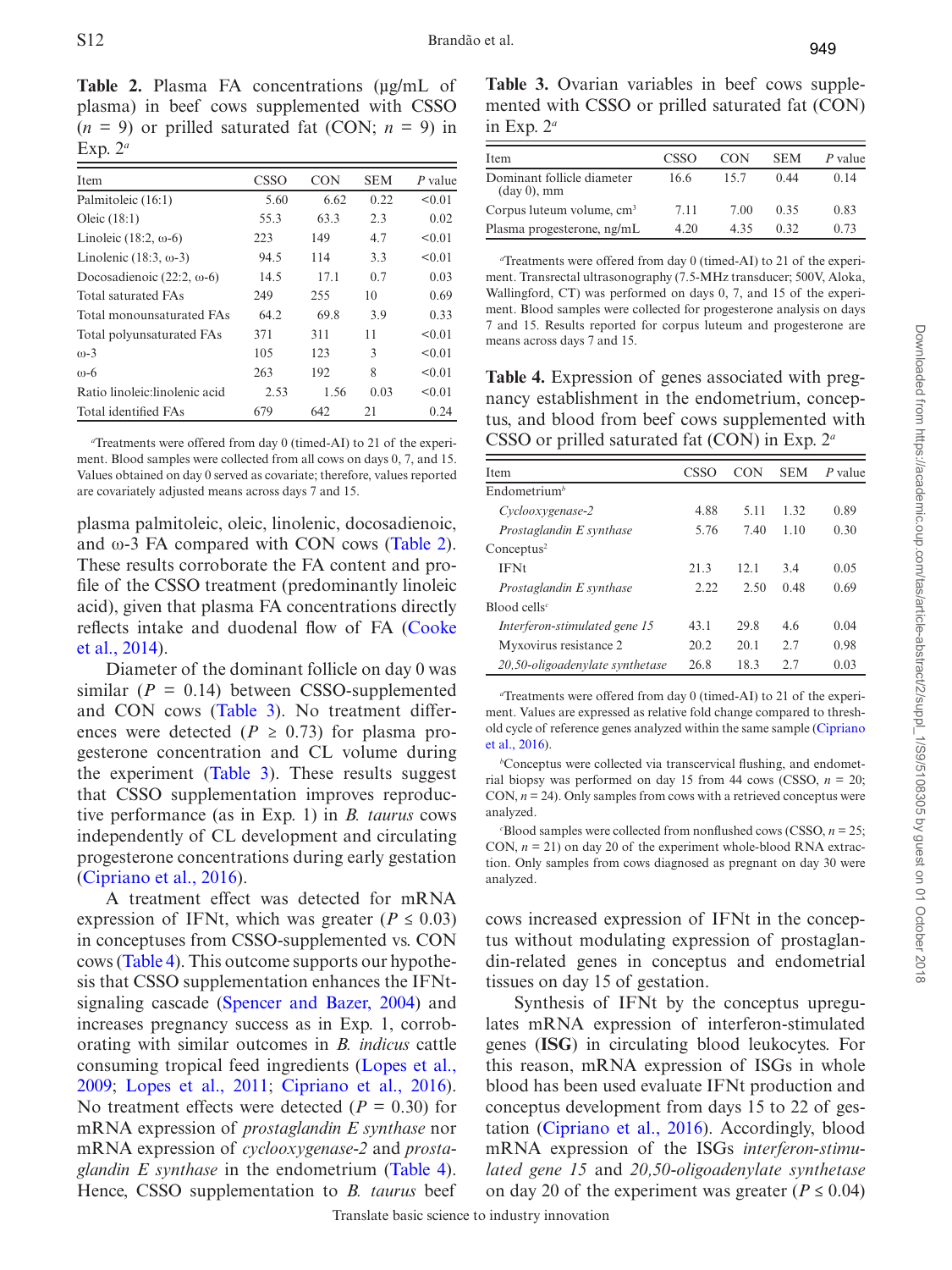**Table 2.** Plasma FA concentrations (µg/mL of plasma) in beef cows supplemented with CSSO ($n$ = 9) or prilled saturated fat (CON; $n$ = 9) in Exp. 2[a]

| Item | CSSO | CON | SEM | $P$ value |
|---|---|---|---|---|
| Palmitoleic (16:1) | 5.60 | 6.62 | 0.22 | <0.01 |
| Oleic (18:1) | 55.3 | 63.3 | 2.3 | 0.02 |
| Linoleic (18:2, ω-6) | 223 | 149 | 4.7 | <0.01 |
| Linolenic (18:3, ω-3) | 94.5 | 114 | 3.3 | <0.01 |
| Docosadienoic (22:2, ω-6) | 14.5 | 17.1 | 0.7 | 0.03 |
| Total saturated FAs | 249 | 255 | 10 | 0.69 |
| Total monounsaturated FAs | 64.2 | 69.8 | 3.9 | 0.33 |
| Total polyunsaturated FAs | 371 | 311 | 11 | <0.01 |
| ω-3 | 105 | 123 | 3 | <0.01 |
| ω-6 | 263 | 192 | 8 | <0.01 |
| Ratio linoleic:linolenic acid | 2.53 | 1.56 | 0.03 | <0.01 |
| Total identified FAs | 679 | 642 | 21 | 0.24 |

[a]Treatments were offered from day 0 (timed-AI) to 21 of the experiment. Blood samples were collected from all cows on days 0, 7, and 15. Values obtained on day 0 served as covariate; therefore, values reported are covariately adjusted means across days 7 and 15.

plasma palmitoleic, oleic, linolenic, docosadienoic, and ω-3 FA compared with CON cows (Table 2). These results corroborate the FA content and profile of the CSSO treatment (predominantly linoleic acid), given that plasma FA concentrations directly reflects intake and duodenal flow of FA (Cooke et al., 2014).

Diameter of the dominant follicle on day 0 was similar ($P$ = 0.14) between CSSO-supplemented and CON cows (Table 3). No treatment differences were detected ($P \geq 0.73$) for plasma progesterone concentration and CL volume during the experiment (Table 3). These results suggest that CSSO supplementation improves reproductive performance (as in Exp. 1) in *B. taurus* cows independently of CL development and circulating progesterone concentrations during early gestation (Cipriano et al., 2016).

A treatment effect was detected for mRNA expression of IFNt, which was greater ($P \leq 0.03$) in conceptuses from CSSO-supplemented vs. CON cows (Table 4). This outcome supports our hypothesis that CSSO supplementation enhances the IFNt-signaling cascade (Spencer and Bazer, 2004) and increases pregnancy success as in Exp. 1, corroborating with similar outcomes in *B. indicus* cattle consuming tropical feed ingredients (Lopes et al., 2009; Lopes et al., 2011; Cipriano et al., 2016). No treatment effects were detected ($P$ = 0.30) for mRNA expression of *prostaglandin E synthase* nor mRNA expression of *cyclooxygenase-2* and *prostaglandin E synthase* in the endometrium (Table 4). Hence, CSSO supplementation to *B. taurus* beef

**Table 3.** Ovarian variables in beef cows supplemented with CSSO or prilled saturated fat (CON) in Exp. 2[a]

| Item | CSSO | CON | SEM | $P$ value |
|---|---|---|---|---|
| Dominant follicle diameter (day 0), mm | 16.6 | 15.7 | 0.44 | 0.14 |
| Corpus luteum volume, $cm^3$ | 7.11 | 7.00 | 0.35 | 0.83 |
| Plasma progesterone, ng/mL | 4.20 | 4.35 | 0.32 | 0.73 |

[a]Treatments were offered from day 0 (timed-AI) to 21 of the experiment. Transrectal ultrasonography (7.5-MHz transducer; 500V, Aloka, Wallingford, CT) was performed on days 0, 7, and 15 of the experiment. Blood samples were collected for progesterone analysis on days 7 and 15. Results reported for corpus luteum and progesterone are means across days 7 and 15.

**Table 4.** Expression of genes associated with pregnancy establishment in the endometrium, conceptus, and blood from beef cows supplemented with CSSO or prilled saturated fat (CON) in Exp. 2[a]

| Item | CSSO | CON | SEM | $P$ value |
|---|---|---|---|---|
| Endometrium[b] | | | | |
| *Cyclooxygenase-2* | 4.88 | 5.11 | 1.32 | 0.89 |
| *Prostaglandin E synthase* | 5.76 | 7.40 | 1.10 | 0.30 |
| Conceptus[2] | | | | |
| IFNt | 21.3 | 12.1 | 3.4 | 0.05 |
| *Prostaglandin E synthase* | 2.22 | 2.50 | 0.48 | 0.69 |
| Blood cells[c] | | | | |
| *Interferon-stimulated gene 15* | 43.1 | 29.8 | 4.6 | 0.04 |
| Myxovirus resistance 2 | 20.2 | 20.1 | 2.7 | 0.98 |
| *20,50-oligoadenylate synthetase* | 26.8 | 18.3 | 2.7 | 0.03 |

[a]Treatments were offered from day 0 (timed-AI) to 21 of the experiment. Values are expressed as relative fold change compared to threshold cycle of reference genes analyzed within the same sample (Cipriano et al., 2016).

[b]Conceptus were collected via transcervical flushing, and endometrial biopsy was performed on day 15 from 44 cows (CSSO, $n$ = 20; CON, $n$ = 24). Only samples from cows with a retrieved conceptus were analyzed.

[c]Blood samples were collected from nonflushed cows (CSSO, $n$ = 25; CON, $n$ = 21) on day 20 of the experiment whole-blood RNA extraction. Only samples from cows diagnosed as pregnant on day 30 were analyzed.

cows increased expression of IFNt in the conceptus without modulating expression of prostaglandin-related genes in conceptus and endometrial tissues on day 15 of gestation.

Synthesis of IFNt by the conceptus upregulates mRNA expression of interferon-stimulated genes (**ISG**) in circulating blood leukocytes. For this reason, mRNA expression of ISGs in whole blood has been used evaluate IFNt production and conceptus development from days 15 to 22 of gestation (Cipriano et al., 2016). Accordingly, blood mRNA expression of the ISGs *interferon-stimulated gene 15* and *20,50-oligoadenylate synthetase* on day 20 of the experiment was greater ($P \leq 0.04$)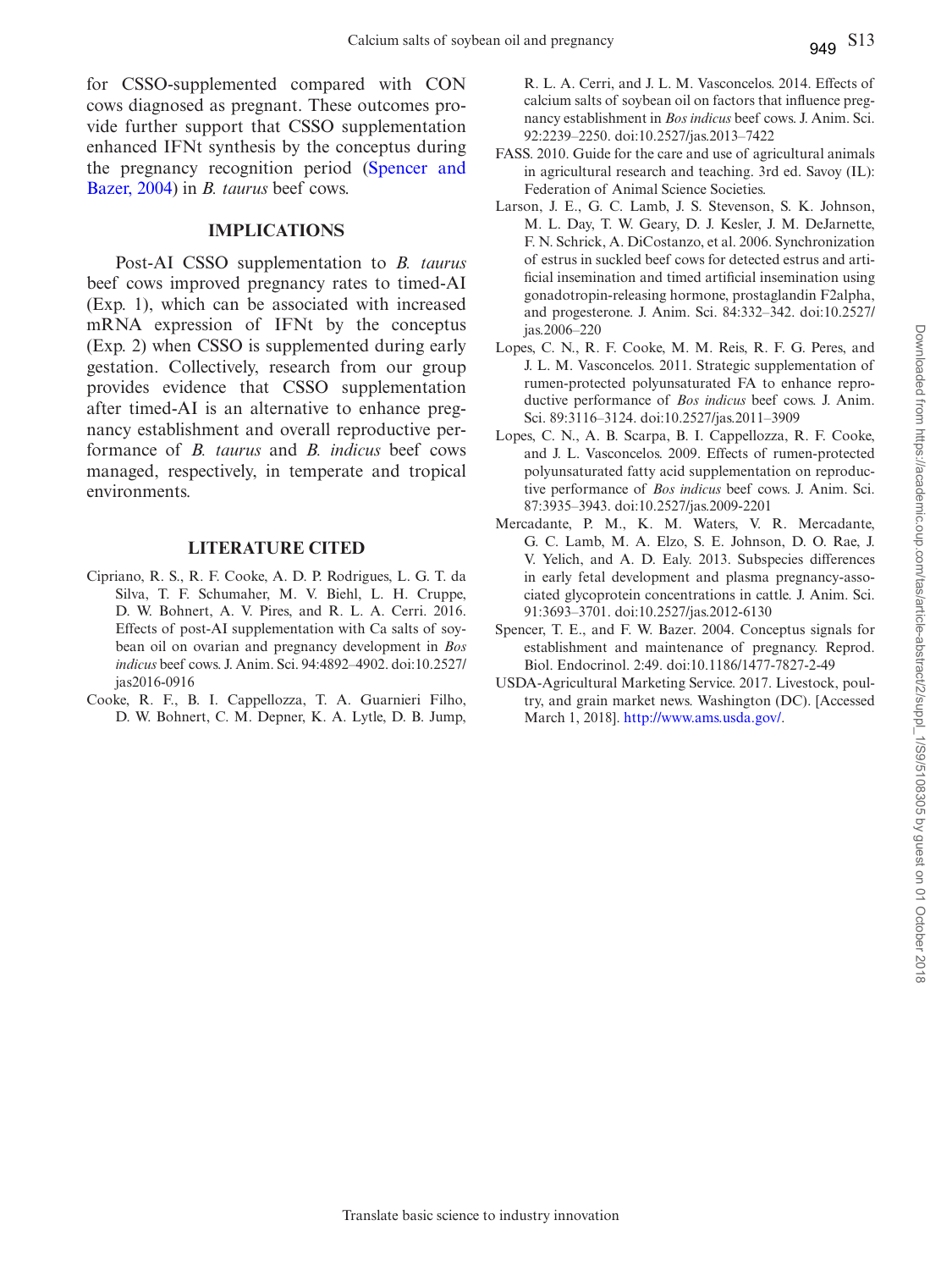for CSSO-supplemented compared with CON cows diagnosed as pregnant. These outcomes provide further support that CSSO supplementation enhanced IFNt synthesis by the conceptus during the pregnancy recognition period (Spencer and Bazer, 2004) in *B. taurus* beef cows.

## IMPLICATIONS

Post-AI CSSO supplementation to *B. taurus* beef cows improved pregnancy rates to timed-AI (Exp. 1), which can be associated with increased mRNA expression of IFNt by the conceptus (Exp. 2) when CSSO is supplemented during early gestation. Collectively, research from our group provides evidence that CSSO supplementation after timed-AI is an alternative to enhance pregnancy establishment and overall reproductive performance of *B. taurus* and *B. indicus* beef cows managed, respectively, in temperate and tropical environments.

## LITERATURE CITED

Cipriano, R. S., R. F. Cooke, A. D. P. Rodrigues, L. G. T. da Silva, T. F. Schumaher, M. V. Biehl, L. H. Cruppe, D. W. Bohnert, A. V. Pires, and R. L. A. Cerri. 2016. Effects of post-AI supplementation with Ca salts of soybean oil on ovarian and pregnancy development in *Bos indicus* beef cows. J. Anim. Sci. 94:4892–4902. doi:10.2527/jas2016-0916

Cooke, R. F., B. I. Cappellozza, T. A. Guarnieri Filho, D. W. Bohnert, C. M. Depner, K. A. Lytle, D. B. Jump, R. L. A. Cerri, and J. L. M. Vasconcelos. 2014. Effects of calcium salts of soybean oil on factors that influence pregnancy establishment in *Bos indicus* beef cows. J. Anim. Sci. 92:2239–2250. doi:10.2527/jas.2013–7422

FASS. 2010. Guide for the care and use of agricultural animals in agricultural research and teaching. 3rd ed. Savoy (IL): Federation of Animal Science Societies.

Larson, J. E., G. C. Lamb, J. S. Stevenson, S. K. Johnson, M. L. Day, T. W. Geary, D. J. Kesler, J. M. DeJarnette, F. N. Schrick, A. DiCostanzo, et al. 2006. Synchronization of estrus in suckled beef cows for detected estrus and artificial insemination and timed artificial insemination using gonadotropin-releasing hormone, prostaglandin F2alpha, and progesterone. J. Anim. Sci. 84:332–342. doi:10.2527/jas.2006–220

Lopes, C. N., R. F. Cooke, M. M. Reis, R. F. G. Peres, and J. L. M. Vasconcelos. 2011. Strategic supplementation of rumen-protected polyunsaturated FA to enhance reproductive performance of *Bos indicus* beef cows. J. Anim. Sci. 89:3116–3124. doi:10.2527/jas.2011–3909

Lopes, C. N., A. B. Scarpa, B. I. Cappellozza, R. F. Cooke, and J. L. Vasconcelos. 2009. Effects of rumen-protected polyunsaturated fatty acid supplementation on reproductive performance of *Bos indicus* beef cows. J. Anim. Sci. 87:3935–3943. doi:10.2527/jas.2009-2201

Mercadante, P. M., K. M. Waters, V. R. Mercadante, G. C. Lamb, M. A. Elzo, S. E. Johnson, D. O. Rae, J. V. Yelich, and A. D. Ealy. 2013. Subspecies differences in early fetal development and plasma pregnancy-associated glycoprotein concentrations in cattle. J. Anim. Sci. 91:3693–3701. doi:10.2527/jas.2012-6130

Spencer, T. E., and F. W. Bazer. 2004. Conceptus signals for establishment and maintenance of pregnancy. Reprod. Biol. Endocrinol. 2:49. doi:10.1186/1477-7827-2-49

USDA-Agricultural Marketing Service. 2017. Livestock, poultry, and grain market news. Washington (DC). [Accessed March 1, 2018]. http://www.ams.usda.gov/.